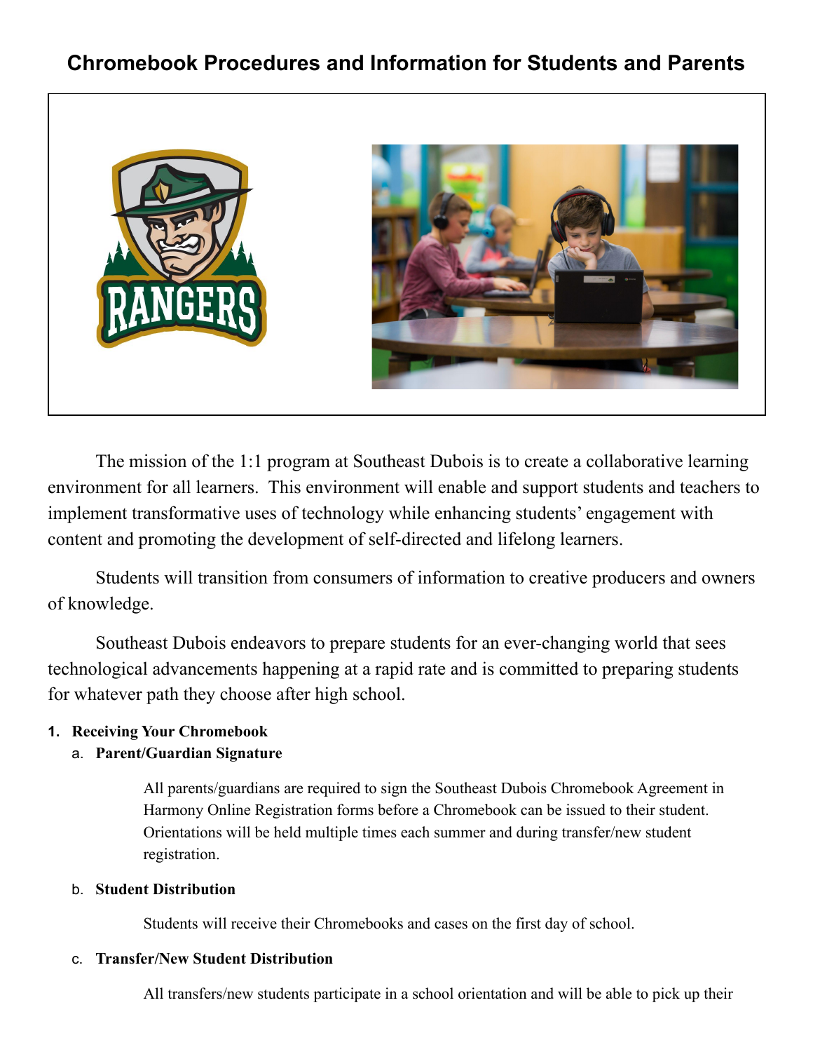# Chromebook Procedures and Information for Students and Parents

The mission of the 1:1 program at Southeast Dubois is to create a collaborative learning environment for all learners. This environment will enable and support students and teachers to implement transformative uses of technology while enhancing students' engagement with content and promoting the development of self-directed and lifelong learners.

Students will transition from consumers of information to creative producers and owners of knowledge.

Southeast Dubois endeavors to prepare students for an ever-changing world that sees technological advancements happening at a rapid rate and is committed to preparing students for whatever path they choose after high school.

1. **Receiving Your Chromebook**
   a. **Parent/Guardian Signature**

      All parents/guardians are required to sign the Southeast Dubois Chromebook Agreement in Harmony Online Registration forms before a Chromebook can be issued to their student. Orientations will be held multiple times each summer and during transfer/new student registration.

   b. **Student Distribution**

      Students will receive their Chromebooks and cases on the first day of school.

   c. **Transfer/New Student Distribution**

      All transfers/new students participate in a school orientation and will be able to pick up their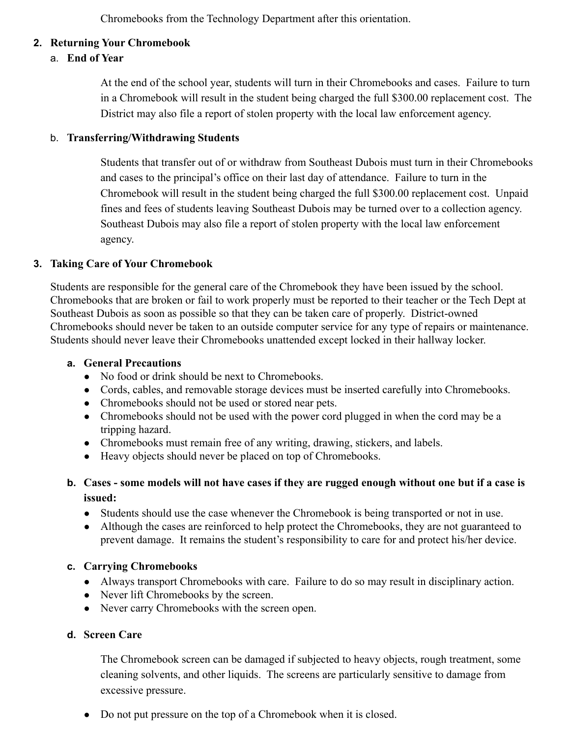Chromebooks from the Technology Department after this orientation.

2. **Returning Your Chromebook**

   a. **End of Year**

   At the end of the school year, students will turn in their Chromebooks and cases. Failure to turn in a Chromebook will result in the student being charged the full $300.00 replacement cost. The District may also file a report of stolen property with the local law enforcement agency.

   b. **Transferring/Withdrawing Students**

   Students that transfer out of or withdraw from Southeast Dubois must turn in their Chromebooks and cases to the principal's office on their last day of attendance. Failure to turn in the Chromebook will result in the student being charged the full $300.00 replacement cost. Unpaid fines and fees of students leaving Southeast Dubois may be turned over to a collection agency. Southeast Dubois may also file a report of stolen property with the local law enforcement agency.

3. **Taking Care of Your Chromebook**

   Students are responsible for the general care of the Chromebook they have been issued by the school. Chromebooks that are broken or fail to work properly must be reported to their teacher or the Tech Dept at Southeast Dubois as soon as possible so that they can be taken care of properly. District-owned Chromebooks should never be taken to an outside computer service for any type of repairs or maintenance. Students should never leave their Chromebooks unattended except locked in their hallway locker.

   a. **General Precautions**
      - No food or drink should be next to Chromebooks.
      - Cords, cables, and removable storage devices must be inserted carefully into Chromebooks.
      - Chromebooks should not be used or stored near pets.
      - Chromebooks should not be used with the power cord plugged in when the cord may be a tripping hazard.
      - Chromebooks must remain free of any writing, drawing, stickers, and labels.
      - Heavy objects should never be placed on top of Chromebooks.

   b. **Cases - some models will not have cases if they are rugged enough without one but if a case is issued:**
      - Students should use the case whenever the Chromebook is being transported or not in use.
      - Although the cases are reinforced to help protect the Chromebooks, they are not guaranteed to prevent damage. It remains the student's responsibility to care for and protect his/her device.

   c. **Carrying Chromebooks**
      - Always transport Chromebooks with care. Failure to do so may result in disciplinary action.
      - Never lift Chromebooks by the screen.
      - Never carry Chromebooks with the screen open.

   d. **Screen Care**

      The Chromebook screen can be damaged if subjected to heavy objects, rough treatment, some cleaning solvents, and other liquids. The screens are particularly sensitive to damage from excessive pressure.

      - Do not put pressure on the top of a Chromebook when it is closed.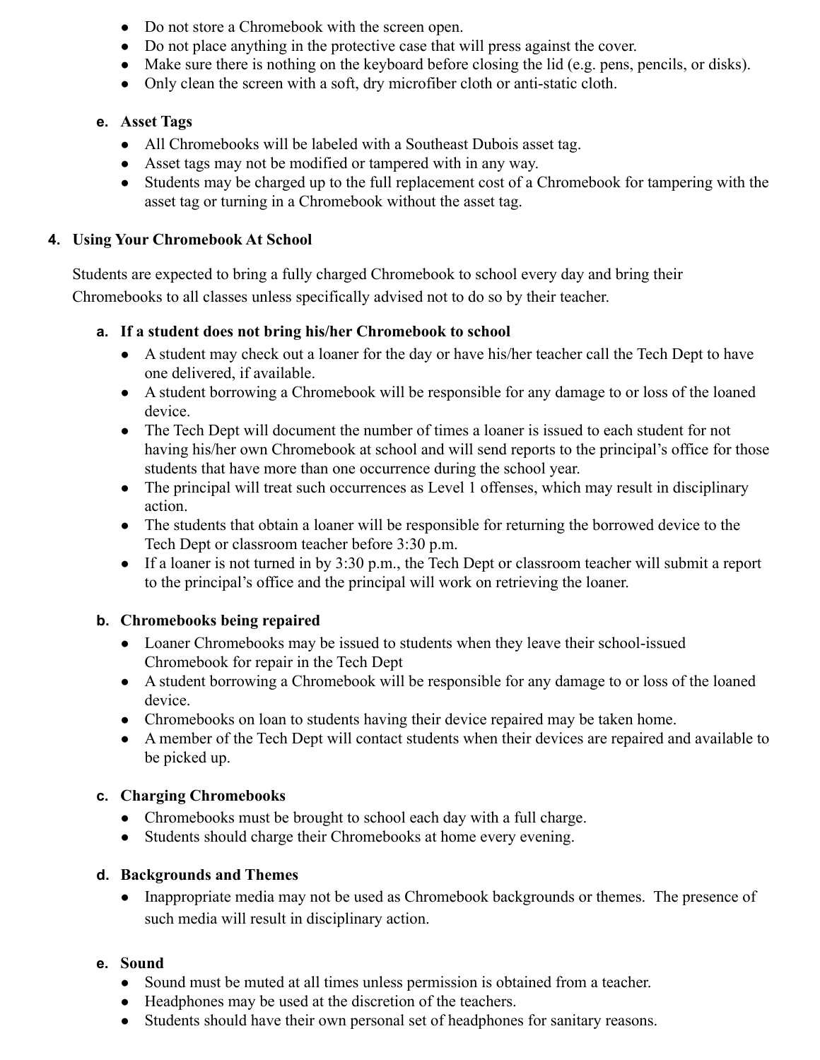- Do not store a Chromebook with the screen open.
- Do not place anything in the protective case that will press against the cover.
- Make sure there is nothing on the keyboard before closing the lid (e.g. pens, pencils, or disks).
- Only clean the screen with a soft, dry microfiber cloth or anti-static cloth.

**e. Asset Tags**

- All Chromebooks will be labeled with a Southeast Dubois asset tag.
- Asset tags may not be modified or tampered with in any way.
- Students may be charged up to the full replacement cost of a Chromebook for tampering with the asset tag or turning in a Chromebook without the asset tag.

## 4. Using Your Chromebook At School

Students are expected to bring a fully charged Chromebook to school every day and bring their Chromebooks to all classes unless specifically advised not to do so by their teacher.

**a. If a student does not bring his/her Chromebook to school**

- A student may check out a loaner for the day or have his/her teacher call the Tech Dept to have one delivered, if available.
- A student borrowing a Chromebook will be responsible for any damage to or loss of the loaned device.
- The Tech Dept will document the number of times a loaner is issued to each student for not having his/her own Chromebook at school and will send reports to the principal's office for those students that have more than one occurrence during the school year.
- The principal will treat such occurrences as Level 1 offenses, which may result in disciplinary action.
- The students that obtain a loaner will be responsible for returning the borrowed device to the Tech Dept or classroom teacher before 3:30 p.m.
- If a loaner is not turned in by 3:30 p.m., the Tech Dept or classroom teacher will submit a report to the principal's office and the principal will work on retrieving the loaner.

**b. Chromebooks being repaired**

- Loaner Chromebooks may be issued to students when they leave their school-issued Chromebook for repair in the Tech Dept
- A student borrowing a Chromebook will be responsible for any damage to or loss of the loaned device.
- Chromebooks on loan to students having their device repaired may be taken home.
- A member of the Tech Dept will contact students when their devices are repaired and available to be picked up.

**c. Charging Chromebooks**

- Chromebooks must be brought to school each day with a full charge.
- Students should charge their Chromebooks at home every evening.

**d. Backgrounds and Themes**

- Inappropriate media may not be used as Chromebook backgrounds or themes. The presence of such media will result in disciplinary action.

**e. Sound**

- Sound must be muted at all times unless permission is obtained from a teacher.
- Headphones may be used at the discretion of the teachers.
- Students should have their own personal set of headphones for sanitary reasons.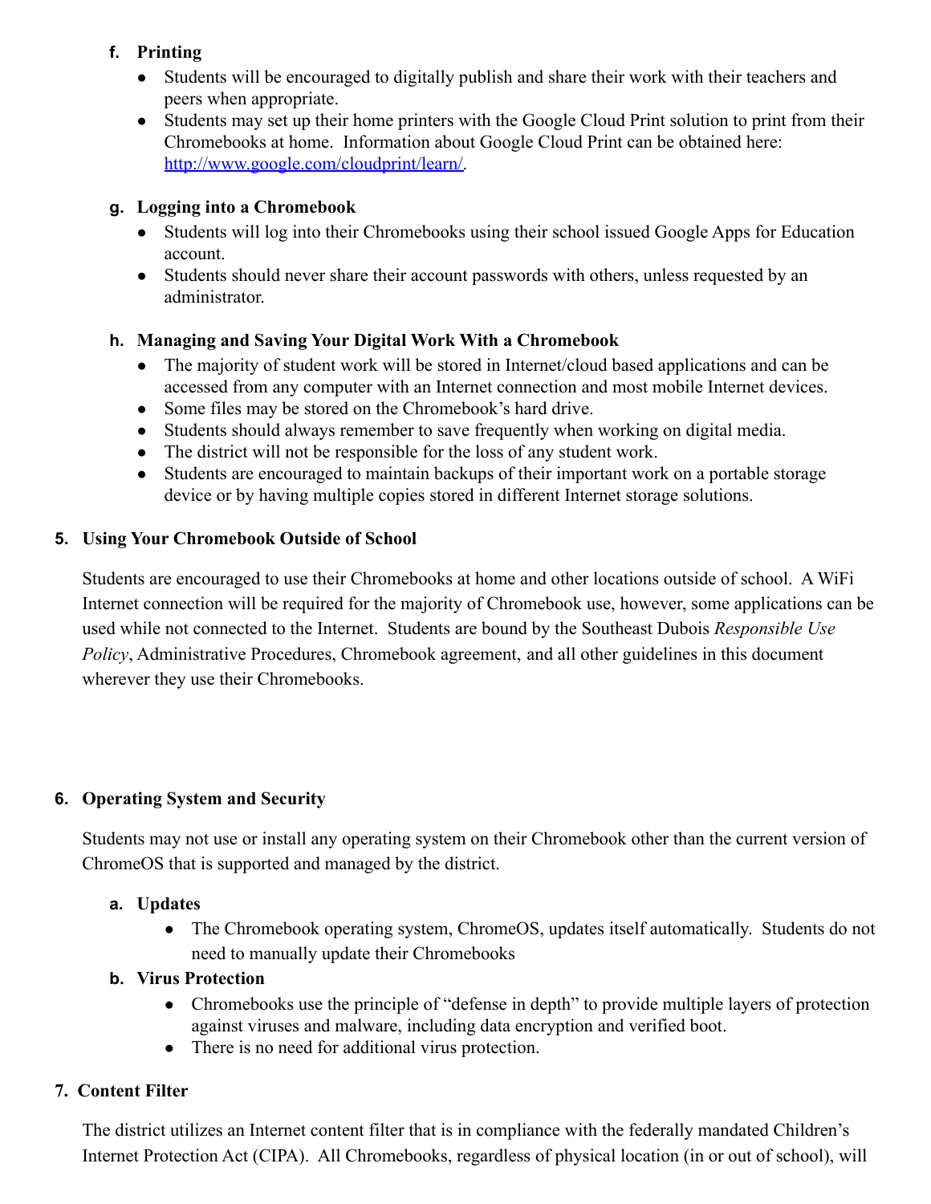#### f. Printing

- Students will be encouraged to digitally publish and share their work with their teachers and peers when appropriate.
- Students may set up their home printers with the Google Cloud Print solution to print from their Chromebooks at home. Information about Google Cloud Print can be obtained here: [http://www.google.com/cloudprint/learn/](http://www.google.com/cloudprint/learn/).

#### g. Logging into a Chromebook

- Students will log into their Chromebooks using their school issued Google Apps for Education account.
- Students should never share their account passwords with others, unless requested by an administrator.

#### h. Managing and Saving Your Digital Work With a Chromebook

- The majority of student work will be stored in Internet/cloud based applications and can be accessed from any computer with an Internet connection and most mobile Internet devices.
- Some files may be stored on the Chromebook's hard drive.
- Students should always remember to save frequently when working on digital media.
- The district will not be responsible for the loss of any student work.
- Students are encouraged to maintain backups of their important work on a portable storage device or by having multiple copies stored in different Internet storage solutions.

### 5. Using Your Chromebook Outside of School

Students are encouraged to use their Chromebooks at home and other locations outside of school. A WiFi Internet connection will be required for the majority of Chromebook use, however, some applications can be used while not connected to the Internet. Students are bound by the Southeast Dubois *Responsible Use Policy*, Administrative Procedures, Chromebook agreement, and all other guidelines in this document wherever they use their Chromebooks.

### 6. Operating System and Security

Students may not use or install any operating system on their Chromebook other than the current version of ChromeOS that is supported and managed by the district.

#### a. Updates

- The Chromebook operating system, ChromeOS, updates itself automatically. Students do not need to manually update their Chromebooks

#### b. Virus Protection

- Chromebooks use the principle of "defense in depth" to provide multiple layers of protection against viruses and malware, including data encryption and verified boot.
- There is no need for additional virus protection.

### 7. Content Filter

The district utilizes an Internet content filter that is in compliance with the federally mandated Children's Internet Protection Act (CIPA). All Chromebooks, regardless of physical location (in or out of school), will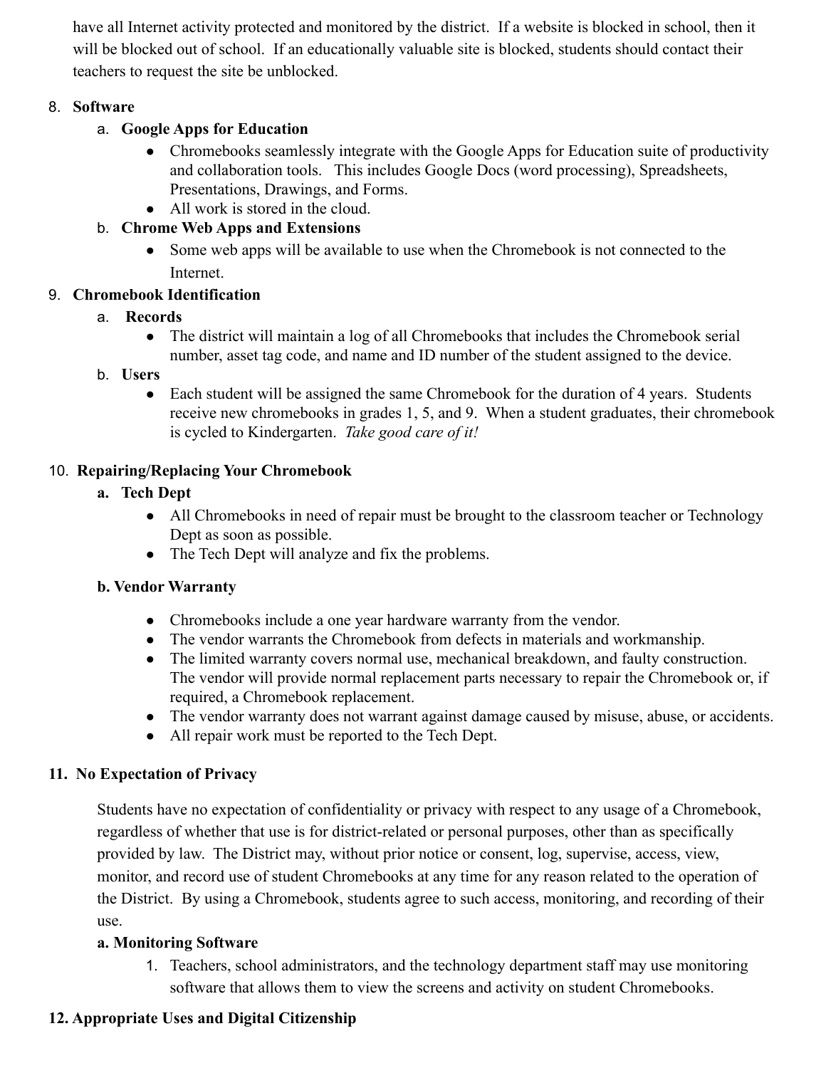have all Internet activity protected and monitored by the district. If a website is blocked in school, then it will be blocked out of school. If an educationally valuable site is blocked, students should contact their teachers to request the site be unblocked.

8. **Software**
   a. **Google Apps for Education**
      - Chromebooks seamlessly integrate with the Google Apps for Education suite of productivity and collaboration tools. This includes Google Docs (word processing), Spreadsheets, Presentations, Drawings, and Forms.
      - All work is stored in the cloud.

   b. **Chrome Web Apps and Extensions**
      - Some web apps will be available to use when the Chromebook is not connected to the Internet.

9. **Chromebook Identification**
   a. **Records**
      - The district will maintain a log of all Chromebooks that includes the Chromebook serial number, asset tag code, and name and ID number of the student assigned to the device.

   b. **Users**
      - Each student will be assigned the same Chromebook for the duration of 4 years. Students receive new chromebooks in grades 1, 5, and 9. When a student graduates, their chromebook is cycled to Kindergarten. *Take good care of it!*

10. **Repairing/Replacing Your Chromebook**
    a. **Tech Dept**
       - All Chromebooks in need of repair must be brought to the classroom teacher or Technology Dept as soon as possible.
       - The Tech Dept will analyze and fix the problems.

    **b. Vendor Warranty**
       - Chromebooks include a one year hardware warranty from the vendor.
       - The vendor warrants the Chromebook from defects in materials and workmanship.
       - The limited warranty covers normal use, mechanical breakdown, and faulty construction. The vendor will provide normal replacement parts necessary to repair the Chromebook or, if required, a Chromebook replacement.
       - The vendor warranty does not warrant against damage caused by misuse, abuse, or accidents.
       - All repair work must be reported to the Tech Dept.

**11. No Expectation of Privacy**

Students have no expectation of confidentiality or privacy with respect to any usage of a Chromebook, regardless of whether that use is for district-related or personal purposes, other than as specifically provided by law. The District may, without prior notice or consent, log, supervise, access, view, monitor, and record use of student Chromebooks at any time for any reason related to the operation of the District. By using a Chromebook, students agree to such access, monitoring, and recording of their use.

**a. Monitoring Software**

1. Teachers, school administrators, and the technology department staff may use monitoring software that allows them to view the screens and activity on student Chromebooks.

**12. Appropriate Uses and Digital Citizenship**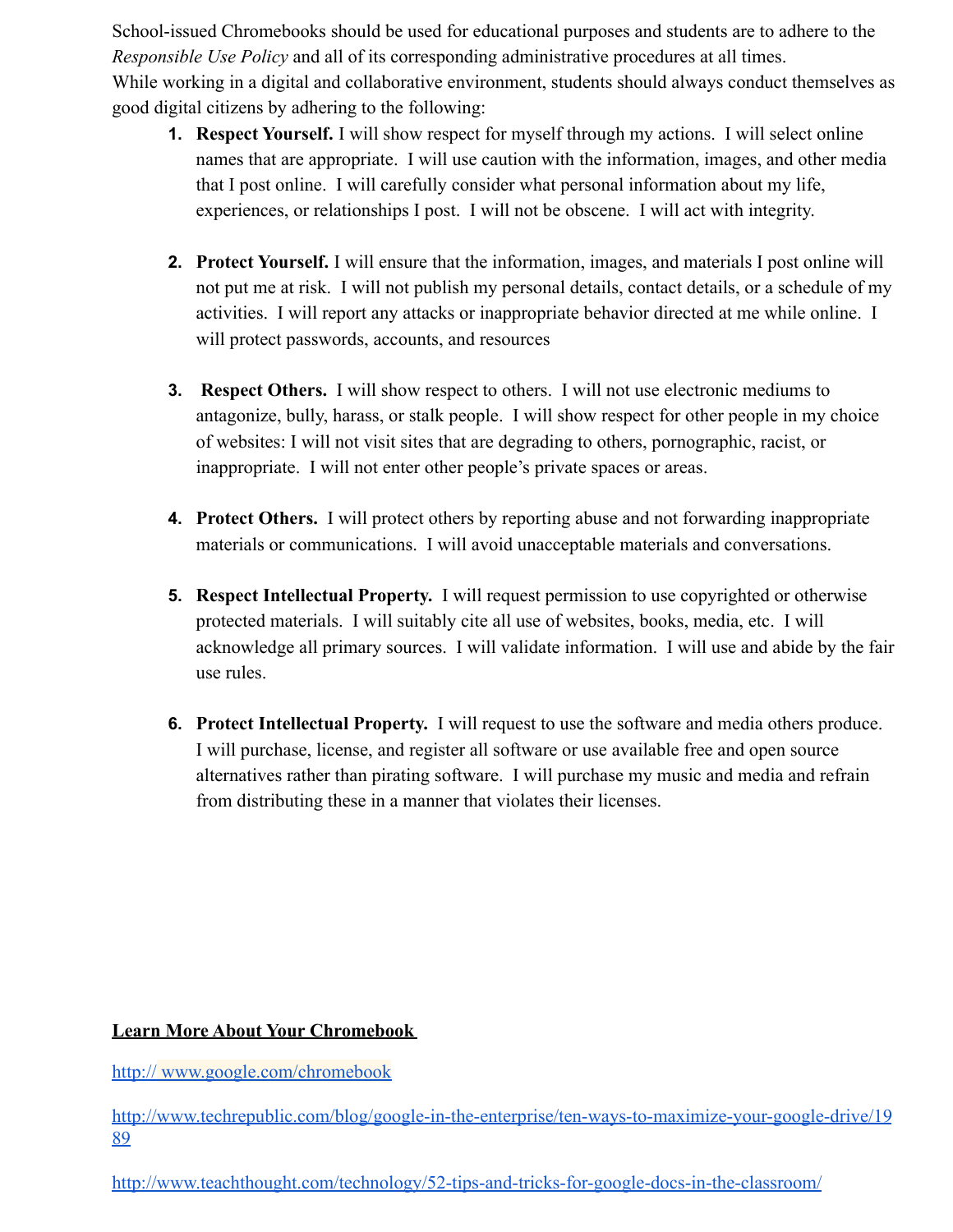School-issued Chromebooks should be used for educational purposes and students are to adhere to the *Responsible Use Policy* and all of its corresponding administrative procedures at all times.
While working in a digital and collaborative environment, students should always conduct themselves as good digital citizens by adhering to the following:

1. **Respect Yourself.** I will show respect for myself through my actions. I will select online names that are appropriate. I will use caution with the information, images, and other media that I post online. I will carefully consider what personal information about my life, experiences, or relationships I post. I will not be obscene. I will act with integrity.

2. **Protect Yourself.** I will ensure that the information, images, and materials I post online will not put me at risk. I will not publish my personal details, contact details, or a schedule of my activities. I will report any attacks or inappropriate behavior directed at me while online. I will protect passwords, accounts, and resources

3. **Respect Others.** I will show respect to others. I will not use electronic mediums to antagonize, bully, harass, or stalk people. I will show respect for other people in my choice of websites: I will not visit sites that are degrading to others, pornographic, racist, or inappropriate. I will not enter other people's private spaces or areas.

4. **Protect Others.** I will protect others by reporting abuse and not forwarding inappropriate materials or communications. I will avoid unacceptable materials and conversations.

5. **Respect Intellectual Property.** I will request permission to use copyrighted or otherwise protected materials. I will suitably cite all use of websites, books, media, etc. I will acknowledge all primary sources. I will validate information. I will use and abide by the fair use rules.

6. **Protect Intellectual Property.** I will request to use the software and media others produce. I will purchase, license, and register all software or use available free and open source alternatives rather than pirating software. I will purchase my music and media and refrain from distributing these in a manner that violates their licenses.

**Learn More About Your Chromebook**

http:// www.google.com/chromebook

http://www.techrepublic.com/blog/google-in-the-enterprise/ten-ways-to-maximize-your-google-drive/1989

http://www.teachthought.com/technology/52-tips-and-tricks-for-google-docs-in-the-classroom/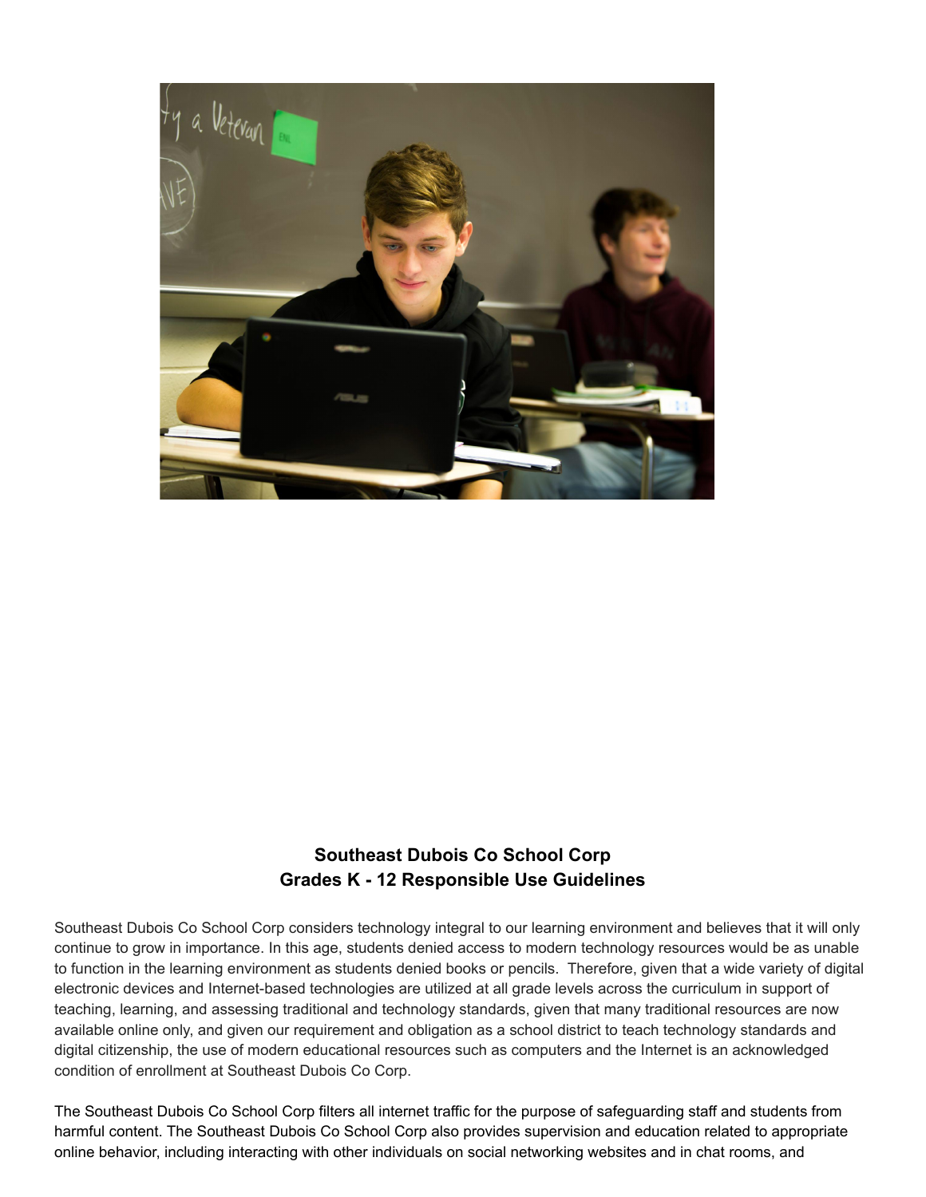**Southeast Dubois Co School Corp**
**Grades K - 12 Responsible Use Guidelines**

Southeast Dubois Co School Corp considers technology integral to our learning environment and believes that it will only continue to grow in importance. In this age, students denied access to modern technology resources would be as unable to function in the learning environment as students denied books or pencils. Therefore, given that a wide variety of digital electronic devices and Internet-based technologies are utilized at all grade levels across the curriculum in support of teaching, learning, and assessing traditional and technology standards, given that many traditional resources are now available online only, and given our requirement and obligation as a school district to teach technology standards and digital citizenship, the use of modern educational resources such as computers and the Internet is an acknowledged condition of enrollment at Southeast Dubois Co Corp.

The Southeast Dubois Co School Corp filters all internet traffic for the purpose of safeguarding staff and students from harmful content. The Southeast Dubois Co School Corp also provides supervision and education related to appropriate online behavior, including interacting with other individuals on social networking websites and in chat rooms, and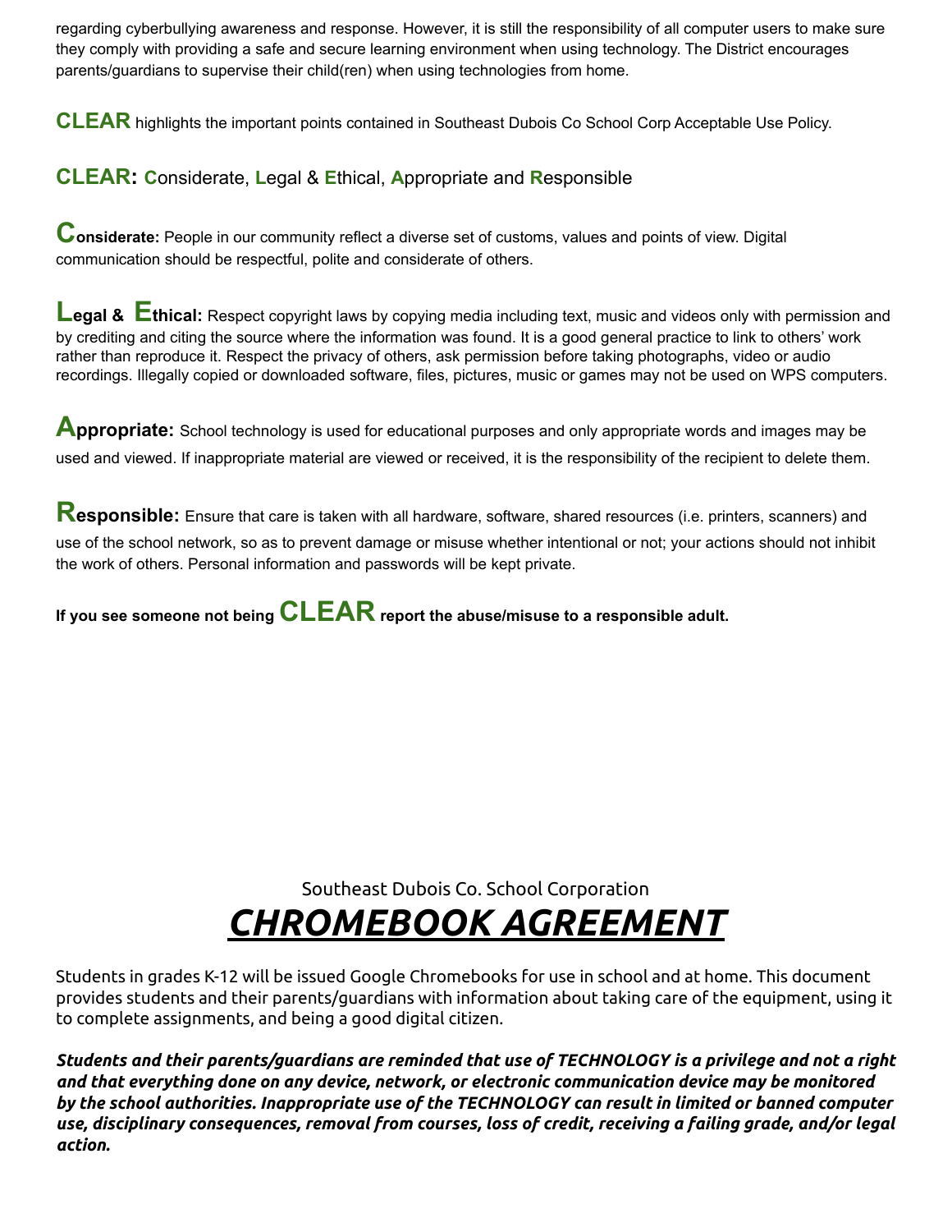regarding cyberbullying awareness and response. However, it is still the responsibility of all computer users to make sure they comply with providing a safe and secure learning environment when using technology. The District encourages parents/guardians to supervise their child(ren) when using technologies from home.

**CLEAR** highlights the important points contained in Southeast Dubois Co School Corp Acceptable Use Policy.

**CLEAR: C**onsiderate, **L**egal & **E**thical, **A**ppropriate and **R**esponsible

**Considerate:** People in our community reflect a diverse set of customs, values and points of view. Digital communication should be respectful, polite and considerate of others.

**Legal & Ethical:** Respect copyright laws by copying media including text, music and videos only with permission and by crediting and citing the source where the information was found. It is a good general practice to link to others' work rather than reproduce it. Respect the privacy of others, ask permission before taking photographs, video or audio recordings. Illegally copied or downloaded software, files, pictures, music or games may not be used on WPS computers.

**Appropriate:** School technology is used for educational purposes and only appropriate words and images may be used and viewed. If inappropriate material are viewed or received, it is the responsibility of the recipient to delete them.

**Responsible:** Ensure that care is taken with all hardware, software, shared resources (i.e. printers, scanners) and use of the school network, so as to prevent damage or misuse whether intentional or not; your actions should not inhibit the work of others. Personal information and passwords will be kept private.

**If you see someone not being CLEAR report the abuse/misuse to a responsible adult.**

Southeast Dubois Co. School Corporation

# ***CHROMEBOOK AGREEMENT***

Students in grades K-12 will be issued Google Chromebooks for use in school and at home. This document provides students and their parents/guardians with information about taking care of the equipment, using it to complete assignments, and being a good digital citizen.

***Students and their parents/guardians are reminded that use of TECHNOLOGY is a privilege and not a right and that everything done on any device, network, or electronic communication device may be monitored by the school authorities. Inappropriate use of the TECHNOLOGY can result in limited or banned computer use, disciplinary consequences, removal from courses, loss of credit, receiving a failing grade, and/or legal action.***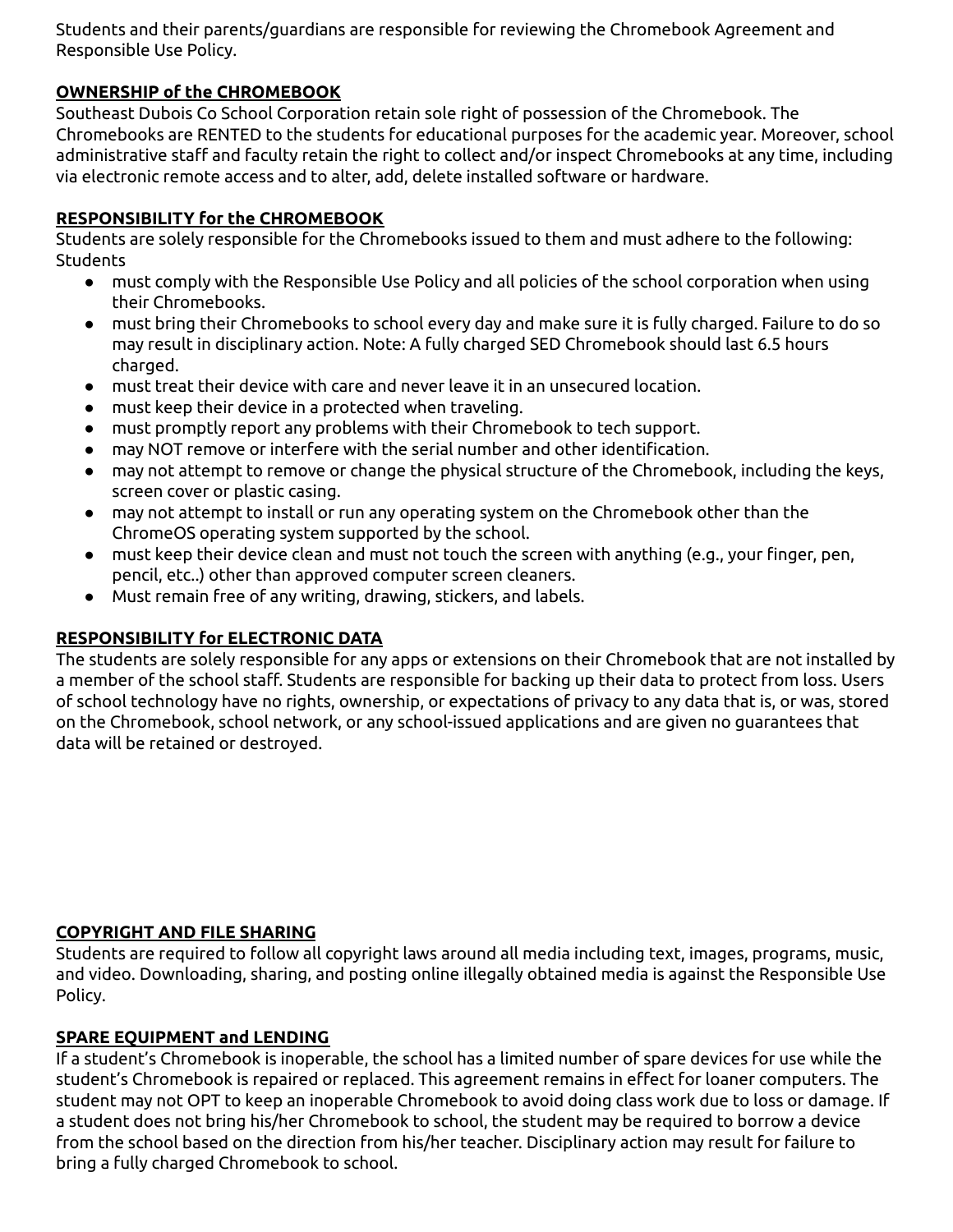Students and their parents/guardians are responsible for reviewing the Chromebook Agreement and Responsible Use Policy.

**OWNERSHIP of the CHROMEBOOK**

Southeast Dubois Co School Corporation retain sole right of possession of the Chromebook. The Chromebooks are RENTED to the students for educational purposes for the academic year. Moreover, school administrative staff and faculty retain the right to collect and/or inspect Chromebooks at any time, including via electronic remote access and to alter, add, delete installed software or hardware.

**RESPONSIBILITY for the CHROMEBOOK**

Students are solely responsible for the Chromebooks issued to them and must adhere to the following: Students

- must comply with the Responsible Use Policy and all policies of the school corporation when using their Chromebooks.
- must bring their Chromebooks to school every day and make sure it is fully charged. Failure to do so may result in disciplinary action. Note: A fully charged SED Chromebook should last 6.5 hours charged.
- must treat their device with care and never leave it in an unsecured location.
- must keep their device in a protected when traveling.
- must promptly report any problems with their Chromebook to tech support.
- may NOT remove or interfere with the serial number and other identification.
- may not attempt to remove or change the physical structure of the Chromebook, including the keys, screen cover or plastic casing.
- may not attempt to install or run any operating system on the Chromebook other than the ChromeOS operating system supported by the school.
- must keep their device clean and must not touch the screen with anything (e.g., your finger, pen, pencil, etc..) other than approved computer screen cleaners.
- Must remain free of any writing, drawing, stickers, and labels.

**RESPONSIBILITY for ELECTRONIC DATA**

The students are solely responsible for any apps or extensions on their Chromebook that are not installed by a member of the school staff. Students are responsible for backing up their data to protect from loss. Users of school technology have no rights, ownership, or expectations of privacy to any data that is, or was, stored on the Chromebook, school network, or any school-issued applications and are given no guarantees that data will be retained or destroyed.

**COPYRIGHT AND FILE SHARING**

Students are required to follow all copyright laws around all media including text, images, programs, music, and video. Downloading, sharing, and posting online illegally obtained media is against the Responsible Use Policy.

**SPARE EQUIPMENT and LENDING**

If a student's Chromebook is inoperable, the school has a limited number of spare devices for use while the student's Chromebook is repaired or replaced. This agreement remains in effect for loaner computers. The student may not OPT to keep an inoperable Chromebook to avoid doing class work due to loss or damage. If a student does not bring his/her Chromebook to school, the student may be required to borrow a device from the school based on the direction from his/her teacher. Disciplinary action may result for failure to bring a fully charged Chromebook to school.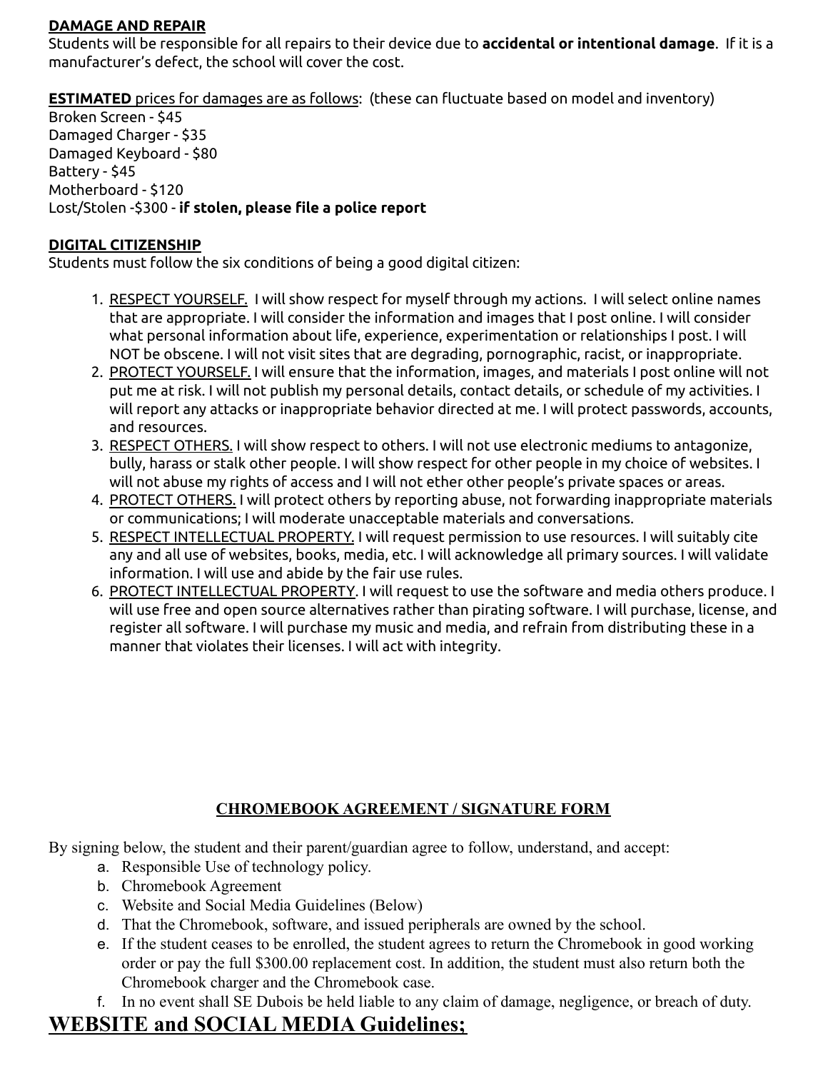**DAMAGE AND REPAIR**

Students will be responsible for all repairs to their device due to **accidental or intentional damage**. If it is a manufacturer's defect, the school will cover the cost.

**ESTIMATED** prices for damages are as follows: (these can fluctuate based on model and inventory)

Broken Screen - $45
Damaged Charger - $35
Damaged Keyboard - $80
Battery - $45
Motherboard - $120
Lost/Stolen -$300 - **if stolen, please file a police report**

**DIGITAL CITIZENSHIP**

Students must follow the six conditions of being a good digital citizen:

1. RESPECT YOURSELF. I will show respect for myself through my actions. I will select online names that are appropriate. I will consider the information and images that I post online. I will consider what personal information about life, experience, experimentation or relationships I post. I will NOT be obscene. I will not visit sites that are degrading, pornographic, racist, or inappropriate.
2. PROTECT YOURSELF. I will ensure that the information, images, and materials I post online will not put me at risk. I will not publish my personal details, contact details, or schedule of my activities. I will report any attacks or inappropriate behavior directed at me. I will protect passwords, accounts, and resources.
3. RESPECT OTHERS. I will show respect to others. I will not use electronic mediums to antagonize, bully, harass or stalk other people. I will show respect for other people in my choice of websites. I will not abuse my rights of access and I will not ether other people's private spaces or areas.
4. PROTECT OTHERS. I will protect others by reporting abuse, not forwarding inappropriate materials or communications; I will moderate unacceptable materials and conversations.
5. RESPECT INTELLECTUAL PROPERTY. I will request permission to use resources. I will suitably cite any and all use of websites, books, media, etc. I will acknowledge all primary sources. I will validate information. I will use and abide by the fair use rules.
6. PROTECT INTELLECTUAL PROPERTY. I will request to use the software and media others produce. I will use free and open source alternatives rather than pirating software. I will purchase, license, and register all software. I will purchase my music and media, and refrain from distributing these in a manner that violates their licenses. I will act with integrity.

## CHROMEBOOK AGREEMENT / SIGNATURE FORM

By signing below, the student and their parent/guardian agree to follow, understand, and accept:

a. Responsible Use of technology policy.
b. Chromebook Agreement
c. Website and Social Media Guidelines (Below)
d. That the Chromebook, software, and issued peripherals are owned by the school.
e. If the student ceases to be enrolled, the student agrees to return the Chromebook in good working order or pay the full $300.00 replacement cost. In addition, the student must also return both the Chromebook charger and the Chromebook case.
f. In no event shall SE Dubois be held liable to any claim of damage, negligence, or breach of duty.

# WEBSITE and SOCIAL MEDIA Guidelines;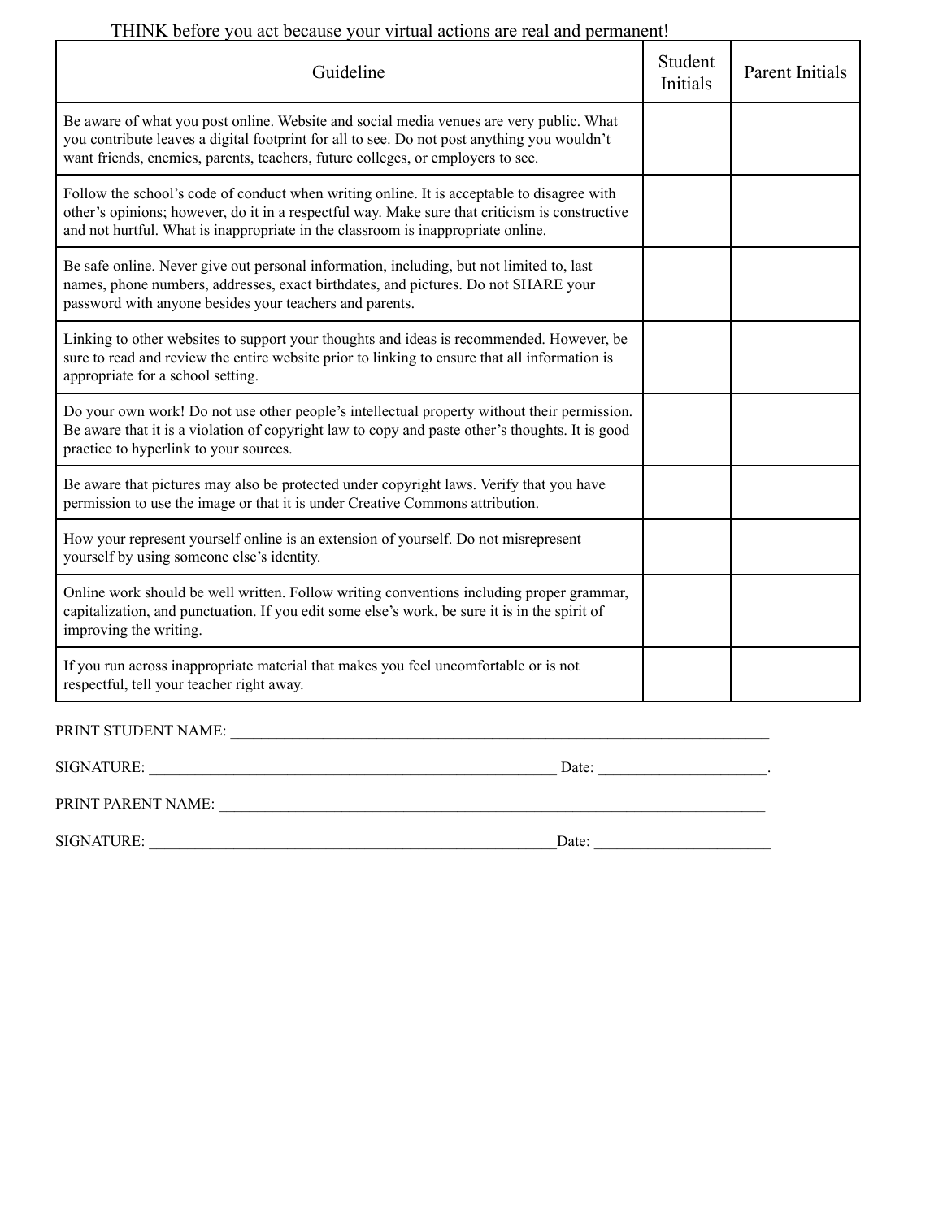THINK before you act because your virtual actions are real and permanent!

| Guideline | Student Initials | Parent Initials |
|---|---|---|
| Be aware of what you post online. Website and social media venues are very public. What you contribute leaves a digital footprint for all to see. Do not post anything you wouldn't want friends, enemies, parents, teachers, future colleges, or employers to see. | | |
| Follow the school's code of conduct when writing online. It is acceptable to disagree with other's opinions; however, do it in a respectful way. Make sure that criticism is constructive and not hurtful. What is inappropriate in the classroom is inappropriate online. | | |
| Be safe online. Never give out personal information, including, but not limited to, last names, phone numbers, addresses, exact birthdates, and pictures. Do not SHARE your password with anyone besides your teachers and parents. | | |
| Linking to other websites to support your thoughts and ideas is recommended. However, be sure to read and review the entire website prior to linking to ensure that all information is appropriate for a school setting. | | |
| Do your own work! Do not use other people's intellectual property without their permission. Be aware that it is a violation of copyright law to copy and paste other's thoughts. It is good practice to hyperlink to your sources. | | |
| Be aware that pictures may also be protected under copyright laws. Verify that you have permission to use the image or that it is under Creative Commons attribution. | | |
| How your represent yourself online is an extension of yourself. Do not misrepresent yourself by using someone else's identity. | | |
| Online work should be well written. Follow writing conventions including proper grammar, capitalization, and punctuation. If you edit some else's work, be sure it is in the spirit of improving the writing. | | |
| If you run across inappropriate material that makes you feel uncomfortable or is not respectful, tell your teacher right away. | | |

PRINT STUDENT NAME: ___________________________________________________________________________

SIGNATURE: ________________________________________________________ Date: ______________________.

PRINT PARENT NAME: ___________________________________________________________________________

SIGNATURE: ________________________________________________________Date: ________________________